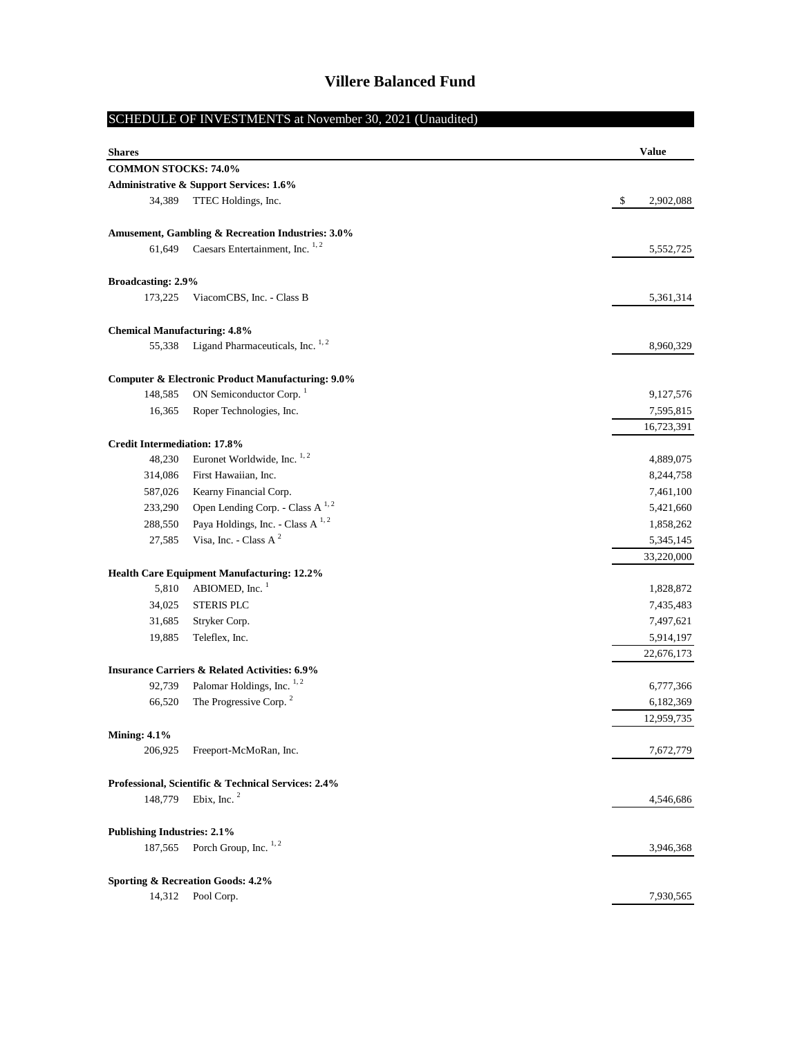# Villere Balanced Fund

## SCHEDULE OF INVESTMENTS at November 30, 2021 (Unaudited)

| Shares | | Value |
|---|---|---|
| **COMMON STOCKS: 74.0%** | | |
| **Administrative & Support Services: 1.6%** | | |
| 34,389 | TTEC Holdings, Inc. | $ 2,902,088 |
| **Amusement, Gambling & Recreation Industries: 3.0%** | | |
| 61,649 | Caesars Entertainment, Inc. [1,2] | 5,552,725 |
| **Broadcasting: 2.9%** | | |
| 173,225 | ViacomCBS, Inc. - Class B | 5,361,314 |
| **Chemical Manufacturing: 4.8%** | | |
| 55,338 | Ligand Pharmaceuticals, Inc. [1,2] | 8,960,329 |
| **Computer & Electronic Product Manufacturing: 9.0%** | | |
| 148,585 | ON Semiconductor Corp. [1] | 9,127,576 |
| 16,365 | Roper Technologies, Inc. | 7,595,815 |
| | | 16,723,391 |
| **Credit Intermediation: 17.8%** | | |
| 48,230 | Euronet Worldwide, Inc. [1,2] | 4,889,075 |
| 314,086 | First Hawaiian, Inc. | 8,244,758 |
| 587,026 | Kearny Financial Corp. | 7,461,100 |
| 233,290 | Open Lending Corp. - Class A [1,2] | 5,421,660 |
| 288,550 | Paya Holdings, Inc. - Class A [1,2] | 1,858,262 |
| 27,585 | Visa, Inc. - Class A [2] | 5,345,145 |
| | | 33,220,000 |
| **Health Care Equipment Manufacturing: 12.2%** | | |
| 5,810 | ABIOMED, Inc. [1] | 1,828,872 |
| 34,025 | STERIS PLC | 7,435,483 |
| 31,685 | Stryker Corp. | 7,497,621 |
| 19,885 | Teleflex, Inc. | 5,914,197 |
| | | 22,676,173 |
| **Insurance Carriers & Related Activities: 6.9%** | | |
| 92,739 | Palomar Holdings, Inc. [1,2] | 6,777,366 |
| 66,520 | The Progressive Corp. [2] | 6,182,369 |
| | | 12,959,735 |
| **Mining: 4.1%** | | |
| 206,925 | Freeport-McMoRan, Inc. | 7,672,779 |
| **Professional, Scientific & Technical Services: 2.4%** | | |
| 148,779 | Ebix, Inc. [2] | 4,546,686 |
| **Publishing Industries: 2.1%** | | |
| 187,565 | Porch Group, Inc. [1,2] | 3,946,368 |
| **Sporting & Recreation Goods: 4.2%** | | |
| 14,312 | Pool Corp. | 7,930,565 |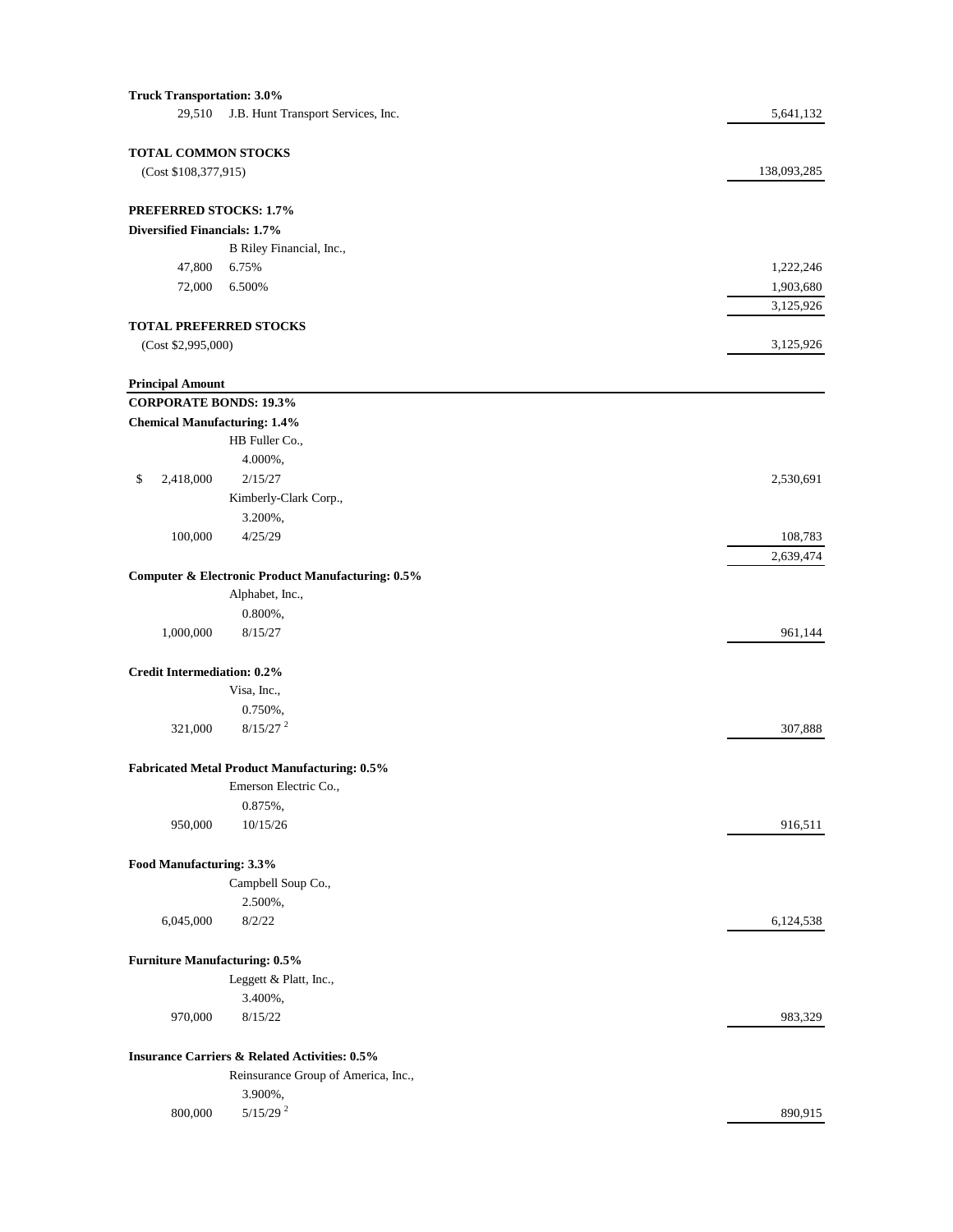| | | |
|---|---|---|
| **Truck Transportation: 3.0%** | | |
| 29,510 | J.B. Hunt Transport Services, Inc. | 5,641,132 |
| **TOTAL COMMON STOCKS** | | |
| (Cost $108,377,915) | | 138,093,285 |
| **PREFERRED STOCKS: 1.7%** | | |
| **Diversified Financials: 1.7%** | | |
| | B Riley Financial, Inc., | |
| 47,800 | 6.75% | 1,222,246 |
| 72,000 | 6.500% | 1,903,680 |
| | | 3,125,926 |
| **TOTAL PREFERRED STOCKS** | | |
| (Cost $2,995,000) | | 3,125,926 |

| **Principal Amount** | | |
|---|---|---|
| **CORPORATE BONDS: 19.3%** | | |
| **Chemical Manufacturing: 1.4%** | | |
| | HB Fuller Co., 4.000%, | |
| $ 2,418,000 | 2/15/27 | 2,530,691 |
| | Kimberly-Clark Corp., 3.200%, | |
| 100,000 | 4/25/29 | 108,783 |
| | | 2,639,474 |
| **Computer & Electronic Product Manufacturing: 0.5%** | | |
| | Alphabet, Inc., 0.800%, | |
| 1,000,000 | 8/15/27 | 961,144 |
| **Credit Intermediation: 0.2%** | | |
| | Visa, Inc., 0.750%, | |
| 321,000 | 8/15/27 [2] | 307,888 |
| **Fabricated Metal Product Manufacturing: 0.5%** | | |
| | Emerson Electric Co., 0.875%, | |
| 950,000 | 10/15/26 | 916,511 |
| **Food Manufacturing: 3.3%** | | |
| | Campbell Soup Co., 2.500%, | |
| 6,045,000 | 8/2/22 | 6,124,538 |
| **Furniture Manufacturing: 0.5%** | | |
| | Leggett & Platt, Inc., 3.400%, | |
| 970,000 | 8/15/22 | 983,329 |
| **Insurance Carriers & Related Activities: 0.5%** | | |
| | Reinsurance Group of America, Inc., 3.900%, | |
| 800,000 | 5/15/29 [2] | 890,915 |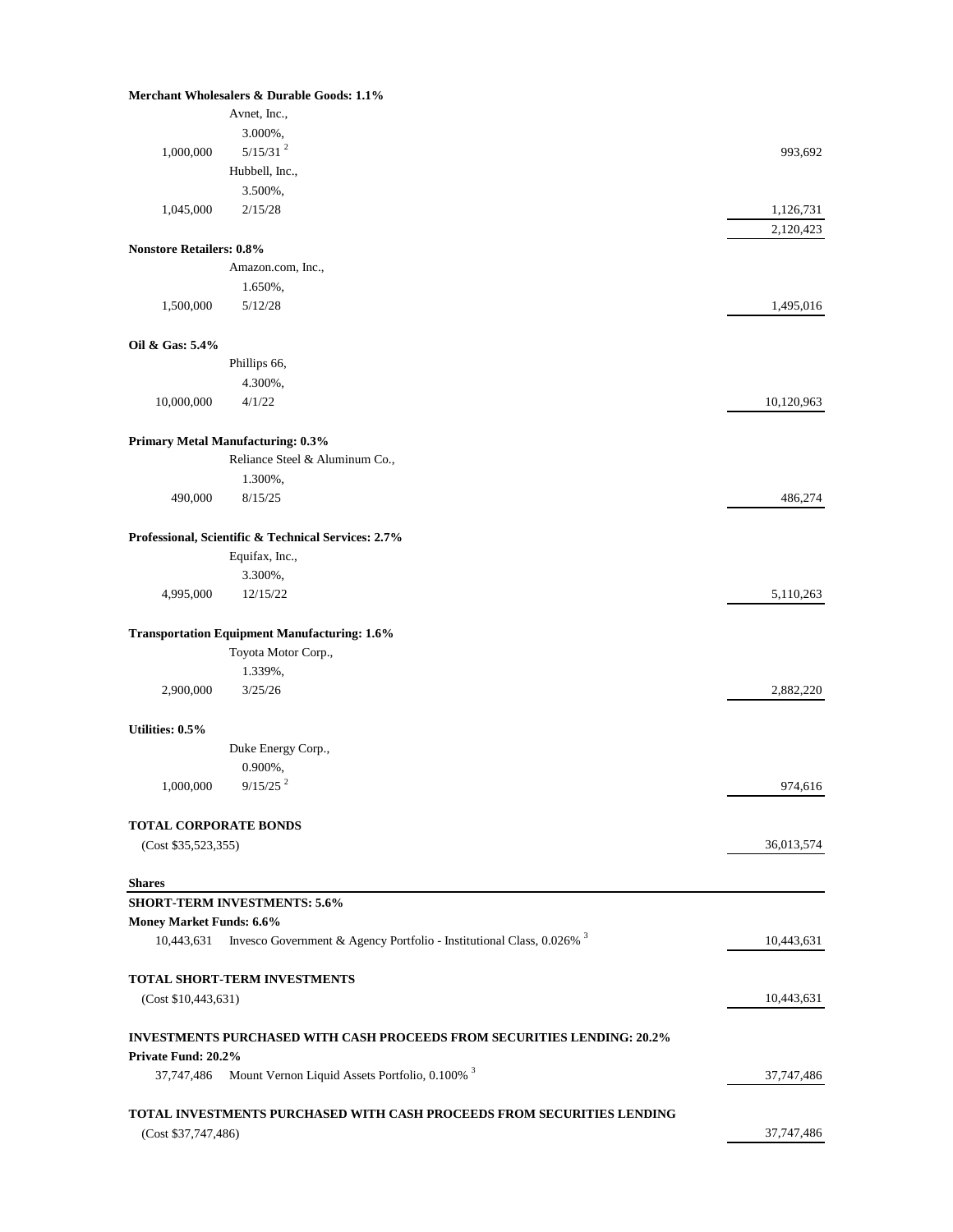| | | |
|---|---|---|
| **Merchant Wholesalers & Durable Goods: 1.1%** | | |
| | Avnet, Inc., | |
| | 3.000%, | |
| 1,000,000 | 5/15/31 [2] | 993,692 |
| | Hubbell, Inc., | |
| | 3.500%, | |
| 1,045,000 | 2/15/28 | 1,126,731 |
| | | 2,120,423 |
| **Nonstore Retailers: 0.8%** | | |
| | Amazon.com, Inc., | |
| | 1.650%, | |
| 1,500,000 | 5/12/28 | 1,495,016 |
| **Oil & Gas: 5.4%** | | |
| | Phillips 66, | |
| | 4.300%, | |
| 10,000,000 | 4/1/22 | 10,120,963 |
| **Primary Metal Manufacturing: 0.3%** | | |
| | Reliance Steel & Aluminum Co., | |
| | 1.300%, | |
| 490,000 | 8/15/25 | 486,274 |
| **Professional, Scientific & Technical Services: 2.7%** | | |
| | Equifax, Inc., | |
| | 3.300%, | |
| 4,995,000 | 12/15/22 | 5,110,263 |
| **Transportation Equipment Manufacturing: 1.6%** | | |
| | Toyota Motor Corp., | |
| | 1.339%, | |
| 2,900,000 | 3/25/26 | 2,882,220 |
| **Utilities: 0.5%** | | |
| | Duke Energy Corp., | |
| | 0.900%, | |
| 1,000,000 | 9/15/25 [2] | 974,616 |
| **TOTAL CORPORATE BONDS** | | |
| (Cost $35,523,355) | | 36,013,574 |
| **Shares** | | |
| **SHORT-TERM INVESTMENTS: 5.6%** | | |
| **Money Market Funds: 6.6%** | | |
| 10,443,631 | Invesco Government & Agency Portfolio - Institutional Class, 0.026% [3] | 10,443,631 |
| **TOTAL SHORT-TERM INVESTMENTS** | | |
| (Cost $10,443,631) | | 10,443,631 |
| **INVESTMENTS PURCHASED WITH CASH PROCEEDS FROM SECURITIES LENDING: 20.2%** | | |
| **Private Fund: 20.2%** | | |
| 37,747,486 | Mount Vernon Liquid Assets Portfolio, 0.100% [3] | 37,747,486 |
| **TOTAL INVESTMENTS PURCHASED WITH CASH PROCEEDS FROM SECURITIES LENDING** | | |
| (Cost $37,747,486) | | 37,747,486 |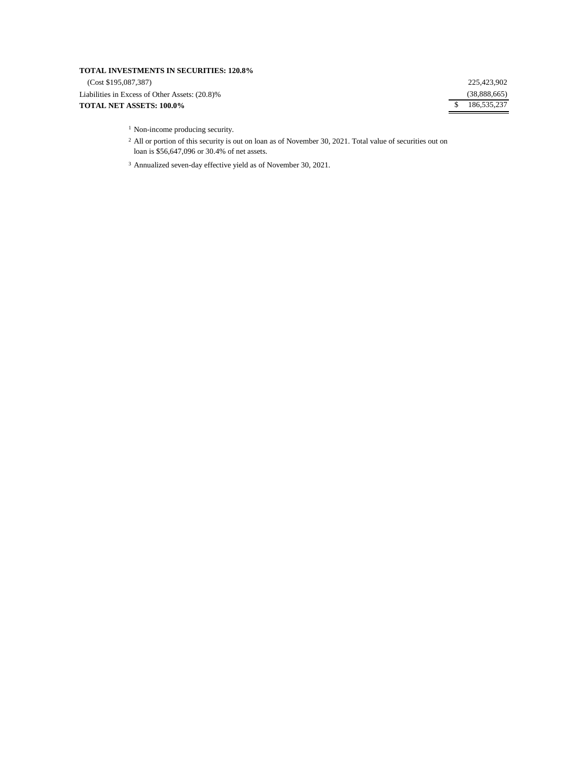| | |
|---|---|
| **TOTAL INVESTMENTS IN SECURITIES: 120.8%** | |
| (Cost $195,087,387) | 225,423,902 |
| Liabilities in Excess of Other Assets: (20.8)% | (38,888,665) |
| **TOTAL NET ASSETS: 100.0%** | $ 186,535,237 |

[1] Non-income producing security.

[2] All or portion of this security is out on loan as of November 30, 2021. Total value of securities out on loan is $56,647,096 or 30.4% of net assets.

[3] Annualized seven-day effective yield as of November 30, 2021.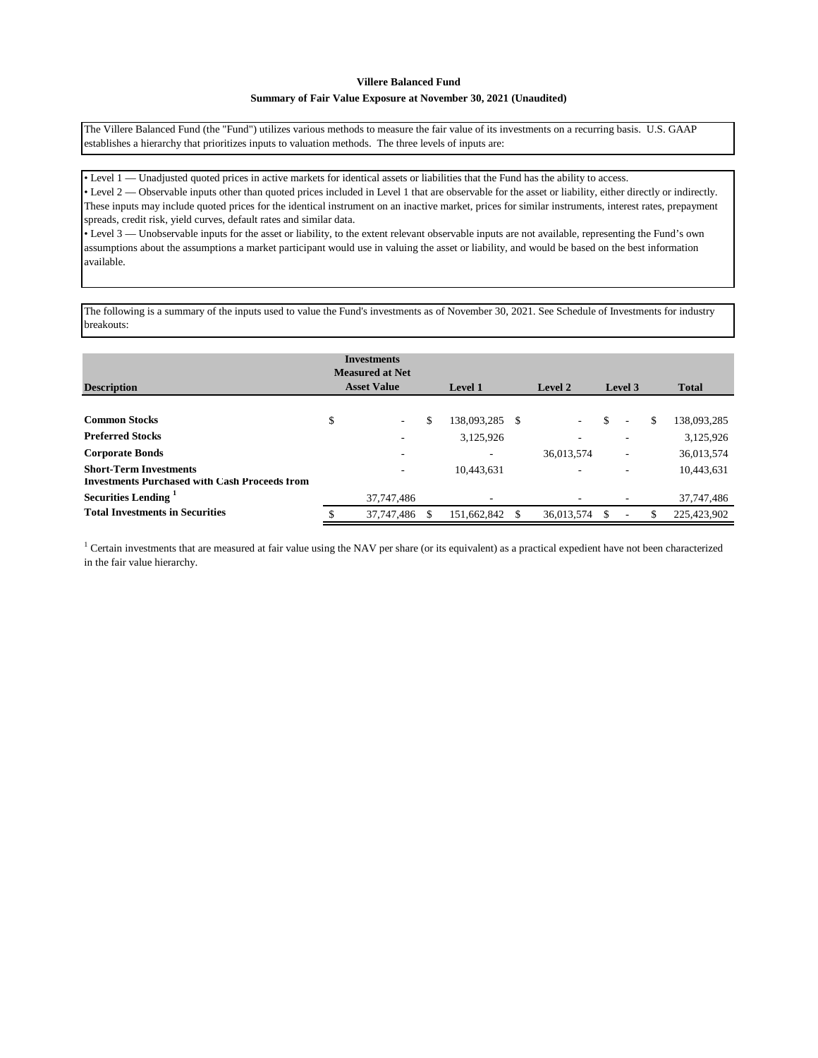**Villere Balanced Fund**

**Summary of Fair Value Exposure at November 30, 2021 (Unaudited)**

The Villere Balanced Fund (the "Fund") utilizes various methods to measure the fair value of its investments on a recurring basis. U.S. GAAP establishes a hierarchy that prioritizes inputs to valuation methods. The three levels of inputs are:

- Level 1 — Unadjusted quoted prices in active markets for identical assets or liabilities that the Fund has the ability to access.
- Level 2 — Observable inputs other than quoted prices included in Level 1 that are observable for the asset or liability, either directly or indirectly. These inputs may include quoted prices for the identical instrument on an inactive market, prices for similar instruments, interest rates, prepayment spreads, credit risk, yield curves, default rates and similar data.
- Level 3 — Unobservable inputs for the asset or liability, to the extent relevant observable inputs are not available, representing the Fund's own assumptions about the assumptions a market participant would use in valuing the asset or liability, and would be based on the best information available.

The following is a summary of the inputs used to value the Fund's investments as of November 30, 2021. See Schedule of Investments for industry breakouts:

| Description | Investments Measured at Net Asset Value | Level 1 | Level 2 | Level 3 | Total |
|---|---|---|---|---|---|
| **Common Stocks** | $ - | $ 138,093,285 | $ - | $ - | $ 138,093,285 |
| **Preferred Stocks** | - | 3,125,926 | - | - | 3,125,926 |
| **Corporate Bonds** | - | - | 36,013,574 | - | 36,013,574 |
| **Short-Term Investments** | - | 10,443,631 | - | - | 10,443,631 |
| **Investments Purchased with Cash Proceeds from Securities Lending** [1] | 37,747,486 | - | - | - | 37,747,486 |
| **Total Investments in Securities** | $ 37,747,486 | $ 151,662,842 | $ 36,013,574 | $ - | $ 225,423,902 |

[1] Certain investments that are measured at fair value using the NAV per share (or its equivalent) as a practical expedient have not been characterized in the fair value hierarchy.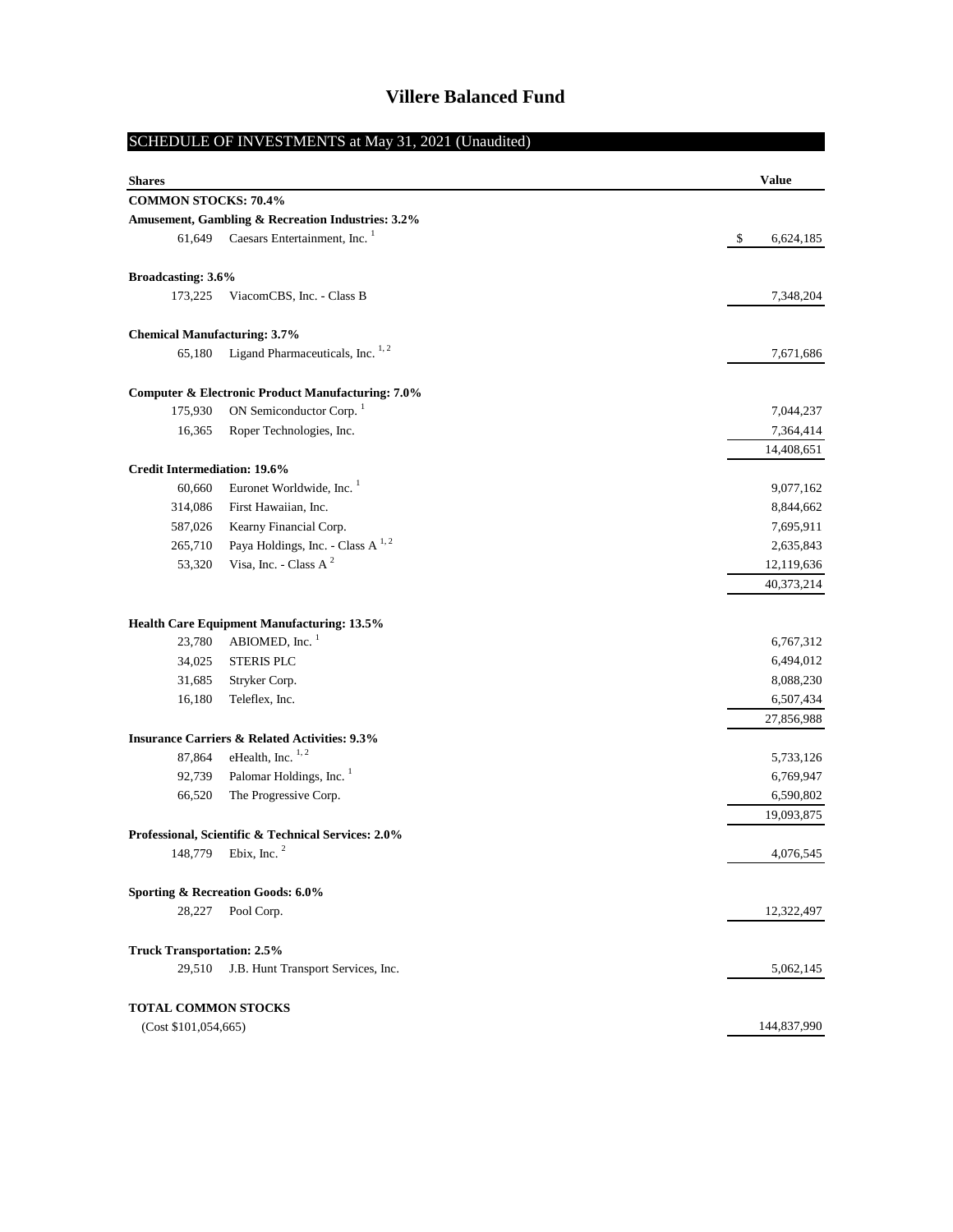# Villere Balanced Fund

## SCHEDULE OF INVESTMENTS at May 31, 2021 (Unaudited)

| Shares | | Value |
|---|---|---|
| **COMMON STOCKS: 70.4%** | | |
| **Amusement, Gambling & Recreation Industries: 3.2%** | | |
| 61,649 | Caesars Entertainment, Inc. [1] | $ 6,624,185 |
| **Broadcasting: 3.6%** | | |
| 173,225 | ViacomCBS, Inc. - Class B | 7,348,204 |
| **Chemical Manufacturing: 3.7%** | | |
| 65,180 | Ligand Pharmaceuticals, Inc. [1, 2] | 7,671,686 |
| **Computer & Electronic Product Manufacturing: 7.0%** | | |
| 175,930 | ON Semiconductor Corp. [1] | 7,044,237 |
| 16,365 | Roper Technologies, Inc. | 7,364,414 |
| | | 14,408,651 |
| **Credit Intermediation: 19.6%** | | |
| 60,660 | Euronet Worldwide, Inc. [1] | 9,077,162 |
| 314,086 | First Hawaiian, Inc. | 8,844,662 |
| 587,026 | Kearny Financial Corp. | 7,695,911 |
| 265,710 | Paya Holdings, Inc. - Class A [1, 2] | 2,635,843 |
| 53,320 | Visa, Inc. - Class A [2] | 12,119,636 |
| | | 40,373,214 |
| **Health Care Equipment Manufacturing: 13.5%** | | |
| 23,780 | ABIOMED, Inc. [1] | 6,767,312 |
| 34,025 | STERIS PLC | 6,494,012 |
| 31,685 | Stryker Corp. | 8,088,230 |
| 16,180 | Teleflex, Inc. | 6,507,434 |
| | | 27,856,988 |
| **Insurance Carriers & Related Activities: 9.3%** | | |
| 87,864 | eHealth, Inc. [1, 2] | 5,733,126 |
| 92,739 | Palomar Holdings, Inc. [1] | 6,769,947 |
| 66,520 | The Progressive Corp. | 6,590,802 |
| | | 19,093,875 |
| **Professional, Scientific & Technical Services: 2.0%** | | |
| 148,779 | Ebix, Inc. [2] | 4,076,545 |
| **Sporting & Recreation Goods: 6.0%** | | |
| 28,227 | Pool Corp. | 12,322,497 |
| **Truck Transportation: 2.5%** | | |
| 29,510 | J.B. Hunt Transport Services, Inc. | 5,062,145 |
| **TOTAL COMMON STOCKS** | | |
| (Cost $101,054,665) | | 144,837,990 |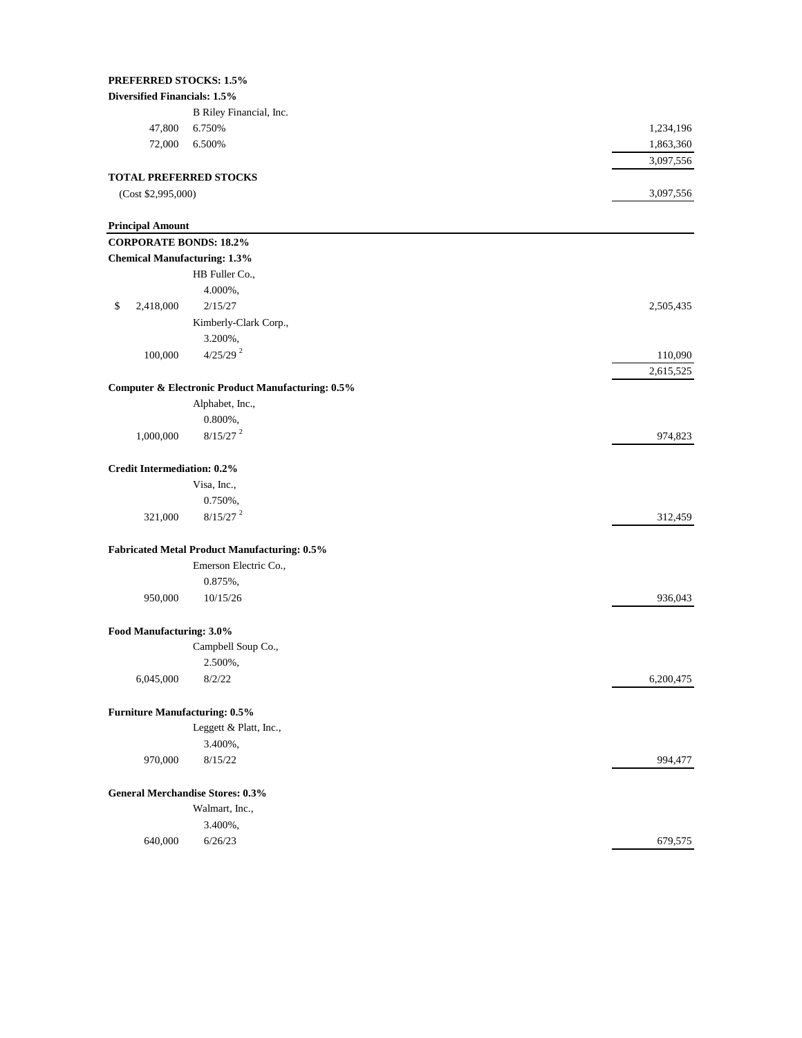| | | |
|---|---|---|
| **PREFERRED STOCKS: 1.5%** | | |
| **Diversified Financials: 1.5%** | | |
| | B Riley Financial, Inc. | |
| 47,800 | 6.750% | 1,234,196 |
| 72,000 | 6.500% | 1,863,360 |
| | | 3,097,556 |
| **TOTAL PREFERRED STOCKS** | | |
| (Cost $2,995,000) | | 3,097,556 |

| **Principal Amount** | | |
|---|---|---|
| **CORPORATE BONDS: 18.2%** | | |
| **Chemical Manufacturing: 1.3%** | | |
| | HB Fuller Co., 4.000%, | |
| $ 2,418,000 | 2/15/27 | 2,505,435 |
| | Kimberly-Clark Corp., 3.200%, | |
| 100,000 | 4/25/29 [2] | 110,090 |
| | | 2,615,525 |
| **Computer & Electronic Product Manufacturing: 0.5%** | | |
| | Alphabet, Inc., 0.800%, | |
| 1,000,000 | 8/15/27 [2] | 974,823 |
| **Credit Intermediation: 0.2%** | | |
| | Visa, Inc., 0.750%, | |
| 321,000 | 8/15/27 [2] | 312,459 |
| **Fabricated Metal Product Manufacturing: 0.5%** | | |
| | Emerson Electric Co., 0.875%, | |
| 950,000 | 10/15/26 | 936,043 |
| **Food Manufacturing: 3.0%** | | |
| | Campbell Soup Co., 2.500%, | |
| 6,045,000 | 8/2/22 | 6,200,475 |
| **Furniture Manufacturing: 0.5%** | | |
| | Leggett & Platt, Inc., 3.400%, | |
| 970,000 | 8/15/22 | 994,477 |
| **General Merchandise Stores: 0.3%** | | |
| | Walmart, Inc., 3.400%, | |
| 640,000 | 6/26/23 | 679,575 |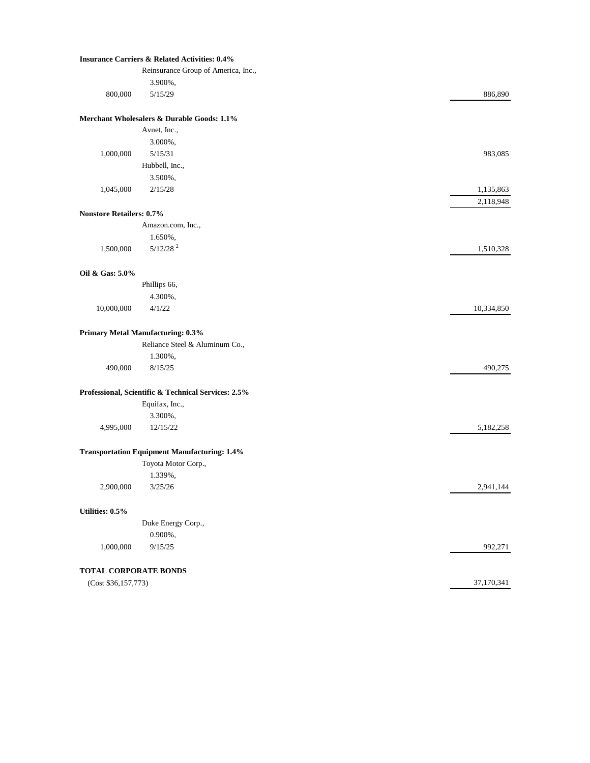| Principal Amount | Security | Value |
|---|---|---|
| **Insurance Carriers & Related Activities: 0.4%** | | |
| | Reinsurance Group of America, Inc., | |
| | 3.900%, | |
| 800,000 | 5/15/29 | 886,890 |
| **Merchant Wholesalers & Durable Goods: 1.1%** | | |
| | Avnet, Inc., | |
| | 3.000%, | |
| 1,000,000 | 5/15/31 | 983,085 |
| | Hubbell, Inc., | |
| | 3.500%, | |
| 1,045,000 | 2/15/28 | 1,135,863 |
| | | 2,118,948 |
| **Nonstore Retailers: 0.7%** | | |
| | Amazon.com, Inc., | |
| | 1.650%, | |
| 1,500,000 | 5/12/28 [2] | 1,510,328 |
| **Oil & Gas: 5.0%** | | |
| | Phillips 66, | |
| | 4.300%, | |
| 10,000,000 | 4/1/22 | 10,334,850 |
| **Primary Metal Manufacturing: 0.3%** | | |
| | Reliance Steel & Aluminum Co., | |
| | 1.300%, | |
| 490,000 | 8/15/25 | 490,275 |
| **Professional, Scientific & Technical Services: 2.5%** | | |
| | Equifax, Inc., | |
| | 3.300%, | |
| 4,995,000 | 12/15/22 | 5,182,258 |
| **Transportation Equipment Manufacturing: 1.4%** | | |
| | Toyota Motor Corp., | |
| | 1.339%, | |
| 2,900,000 | 3/25/26 | 2,941,144 |
| **Utilities: 0.5%** | | |
| | Duke Energy Corp., | |
| | 0.900%, | |
| 1,000,000 | 9/15/25 | 992,271 |
| **TOTAL CORPORATE BONDS** | | |
| (Cost $36,157,773) | | 37,170,341 |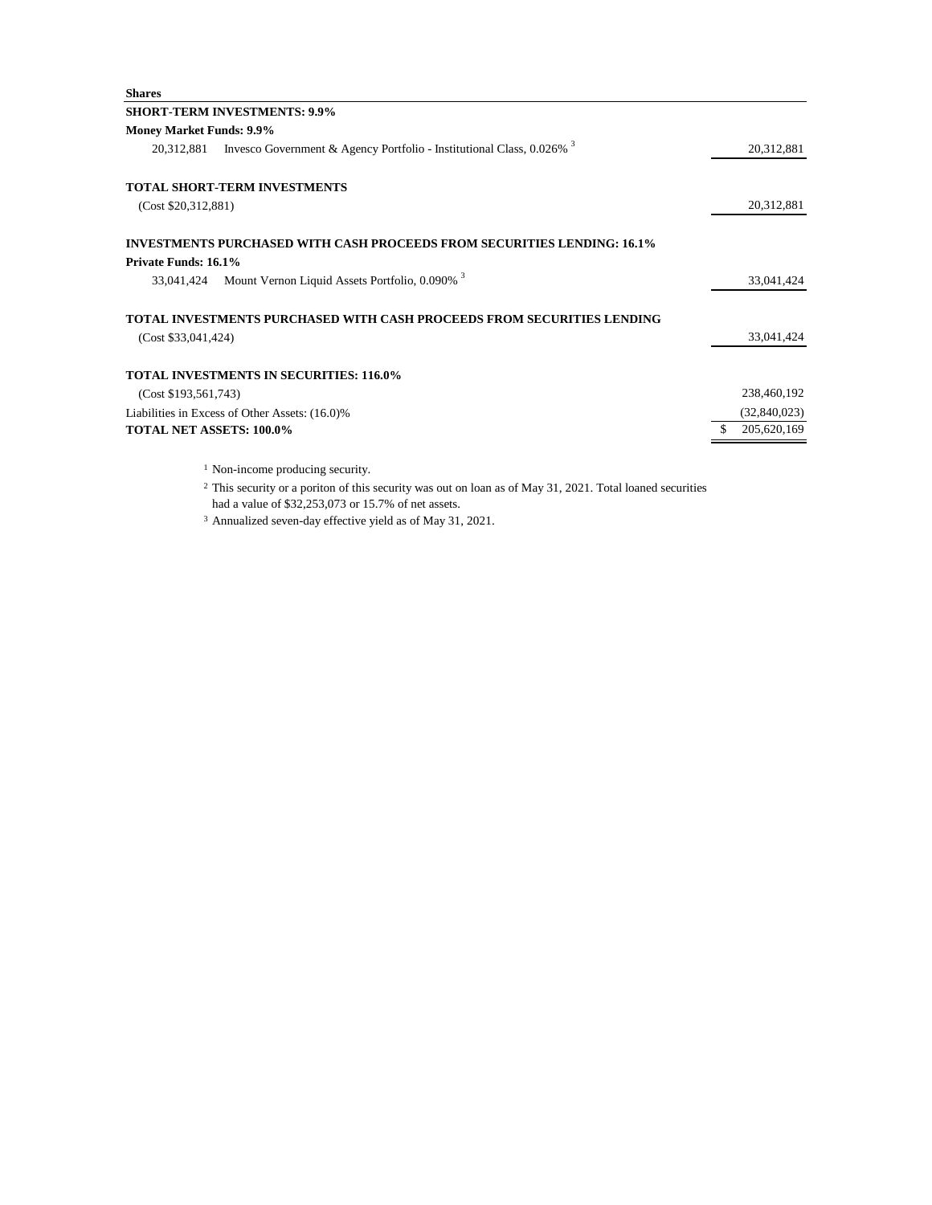| Shares | | |
|---|---|---|
| **SHORT-TERM INVESTMENTS: 9.9%** | | |
| **Money Market Funds: 9.9%** | | |
| 20,312,881 | Invesco Government & Agency Portfolio - Institutional Class, 0.026% [3] | 20,312,881 |
| | | |
| **TOTAL SHORT-TERM INVESTMENTS** | | |
| (Cost $20,312,881) | | 20,312,881 |
| | | |
| **INVESTMENTS PURCHASED WITH CASH PROCEEDS FROM SECURITIES LENDING: 16.1%** | | |
| **Private Funds: 16.1%** | | |
| 33,041,424 | Mount Vernon Liquid Assets Portfolio, 0.090% [3] | 33,041,424 |
| | | |
| **TOTAL INVESTMENTS PURCHASED WITH CASH PROCEEDS FROM SECURITIES LENDING** | | |
| (Cost $33,041,424) | | 33,041,424 |
| | | |
| **TOTAL INVESTMENTS IN SECURITIES: 116.0%** | | |
| (Cost $193,561,743) | | 238,460,192 |
| Liabilities in Excess of Other Assets: (16.0)% | | (32,840,023) |
| **TOTAL NET ASSETS: 100.0%** | | $ 205,620,169 |

[1] Non-income producing security.

[2] This security or a poriton of this security was out on loan as of May 31, 2021. Total loaned securities had a value of $32,253,073 or 15.7% of net assets.

[3] Annualized seven-day effective yield as of May 31, 2021.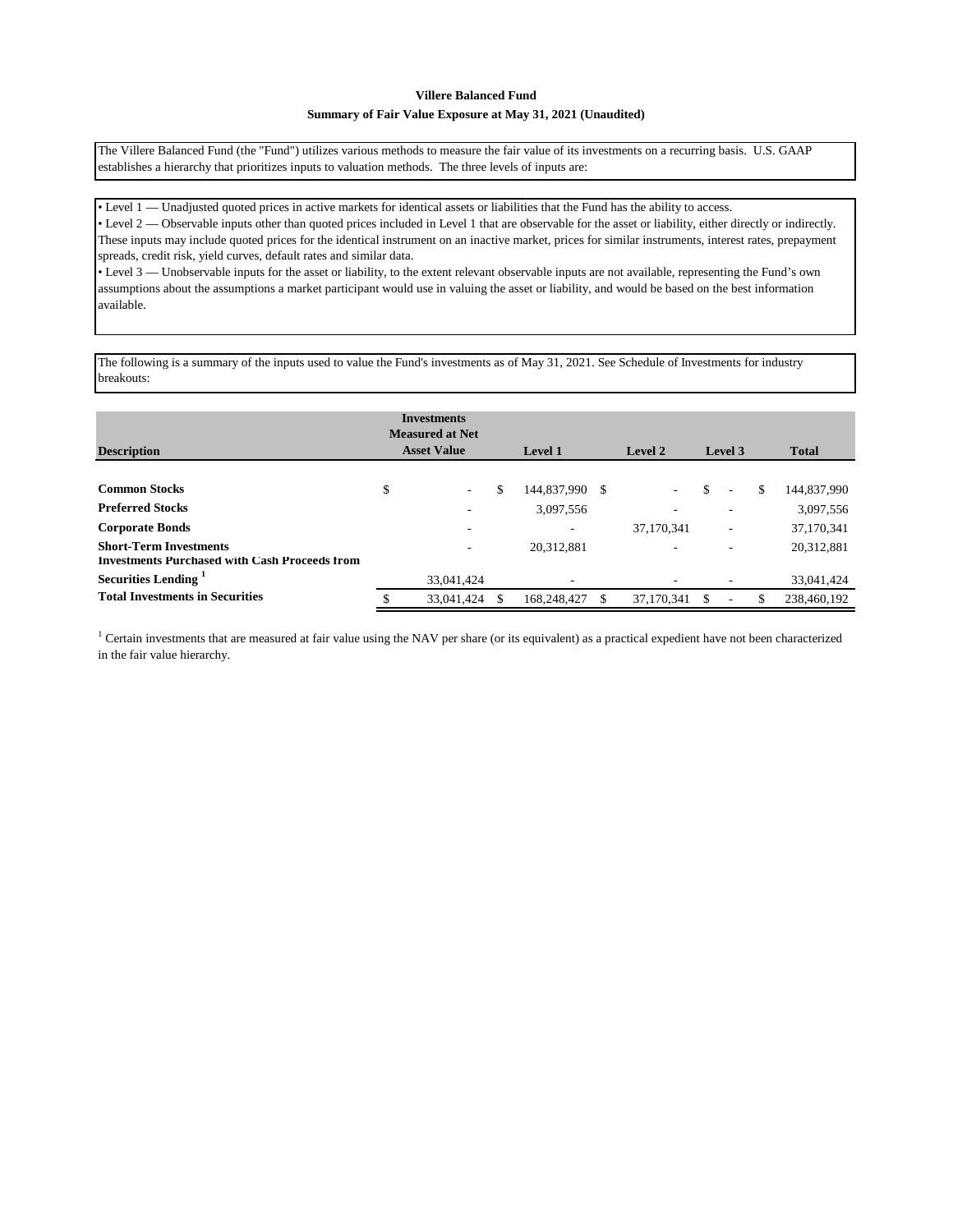**Villere Balanced Fund**

**Summary of Fair Value Exposure at May 31, 2021 (Unaudited)**

The Villere Balanced Fund (the "Fund") utilizes various methods to measure the fair value of its investments on a recurring basis. U.S. GAAP establishes a hierarchy that prioritizes inputs to valuation methods. The three levels of inputs are:

• Level 1 — Unadjusted quoted prices in active markets for identical assets or liabilities that the Fund has the ability to access.
• Level 2 — Observable inputs other than quoted prices included in Level 1 that are observable for the asset or liability, either directly or indirectly. These inputs may include quoted prices for the identical instrument on an inactive market, prices for similar instruments, interest rates, prepayment spreads, credit risk, yield curves, default rates and similar data.
• Level 3 — Unobservable inputs for the asset or liability, to the extent relevant observable inputs are not available, representing the Fund's own assumptions about the assumptions a market participant would use in valuing the asset or liability, and would be based on the best information available.

The following is a summary of the inputs used to value the Fund's investments as of May 31, 2021. See Schedule of Investments for industry breakouts:

| Description | Investments Measured at Net Asset Value | Level 1 | Level 2 | Level 3 | Total |
|---|---|---|---|---|---|
| **Common Stocks** | $ - | $ 144,837,990 | $ - | $ - | $ 144,837,990 |
| **Preferred Stocks** | - | 3,097,556 | - | - | 3,097,556 |
| **Corporate Bonds** | - | - | 37,170,341 | - | 37,170,341 |
| **Short-Term Investments** | - | 20,312,881 | - | - | 20,312,881 |
| **Investments Purchased with Cash Proceeds from Securities Lending** [1] | 33,041,424 | - | - | - | 33,041,424 |
| **Total Investments in Securities** | $ 33,041,424 | $ 168,248,427 | $ 37,170,341 | $ - | $ 238,460,192 |

[1] Certain investments that are measured at fair value using the NAV per share (or its equivalent) as a practical expedient have not been characterized in the fair value hierarchy.